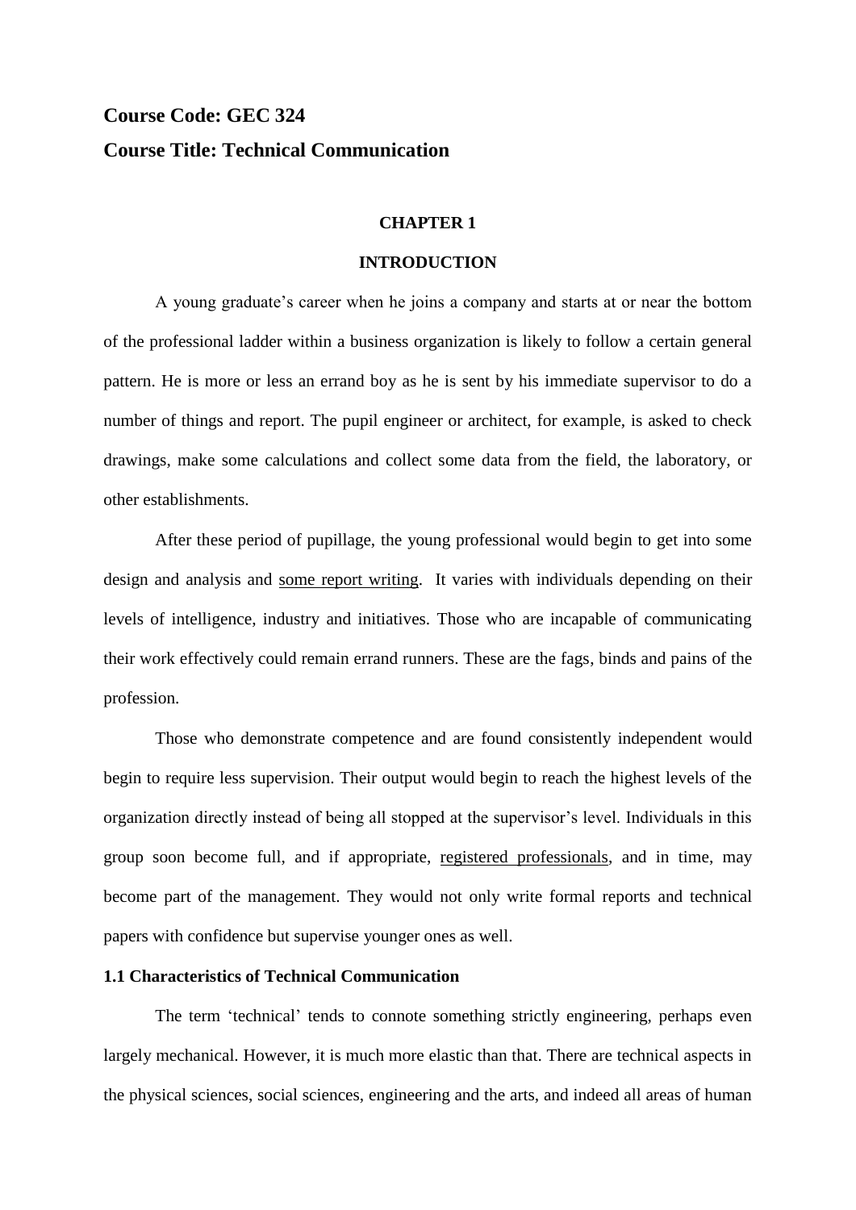**Course Code: GEC 324**

**Course Title: Technical Communication**

## CHAPTER 1

## INTRODUCTION

A young graduate's career when he joins a company and starts at or near the bottom of the professional ladder within a business organization is likely to follow a certain general pattern. He is more or less an errand boy as he is sent by his immediate supervisor to do a number of things and report. The pupil engineer or architect, for example, is asked to check drawings, make some calculations and collect some data from the field, the laboratory, or other establishments.

After these period of pupillage, the young professional would begin to get into some design and analysis and <u>some report writing</u>. It varies with individuals depending on their levels of intelligence, industry and initiatives. Those who are incapable of communicating their work effectively could remain errand runners. These are the fags, binds and pains of the profession.

Those who demonstrate competence and are found consistently independent would begin to require less supervision. Their output would begin to reach the highest levels of the organization directly instead of being all stopped at the supervisor's level. Individuals in this group soon become full, and if appropriate, <u>registered professionals</u>, and in time, may become part of the management. They would not only write formal reports and technical papers with confidence but supervise younger ones as well.

### 1.1 Characteristics of Technical Communication

The term 'technical' tends to connote something strictly engineering, perhaps even largely mechanical. However, it is much more elastic than that. There are technical aspects in the physical sciences, social sciences, engineering and the arts, and indeed all areas of human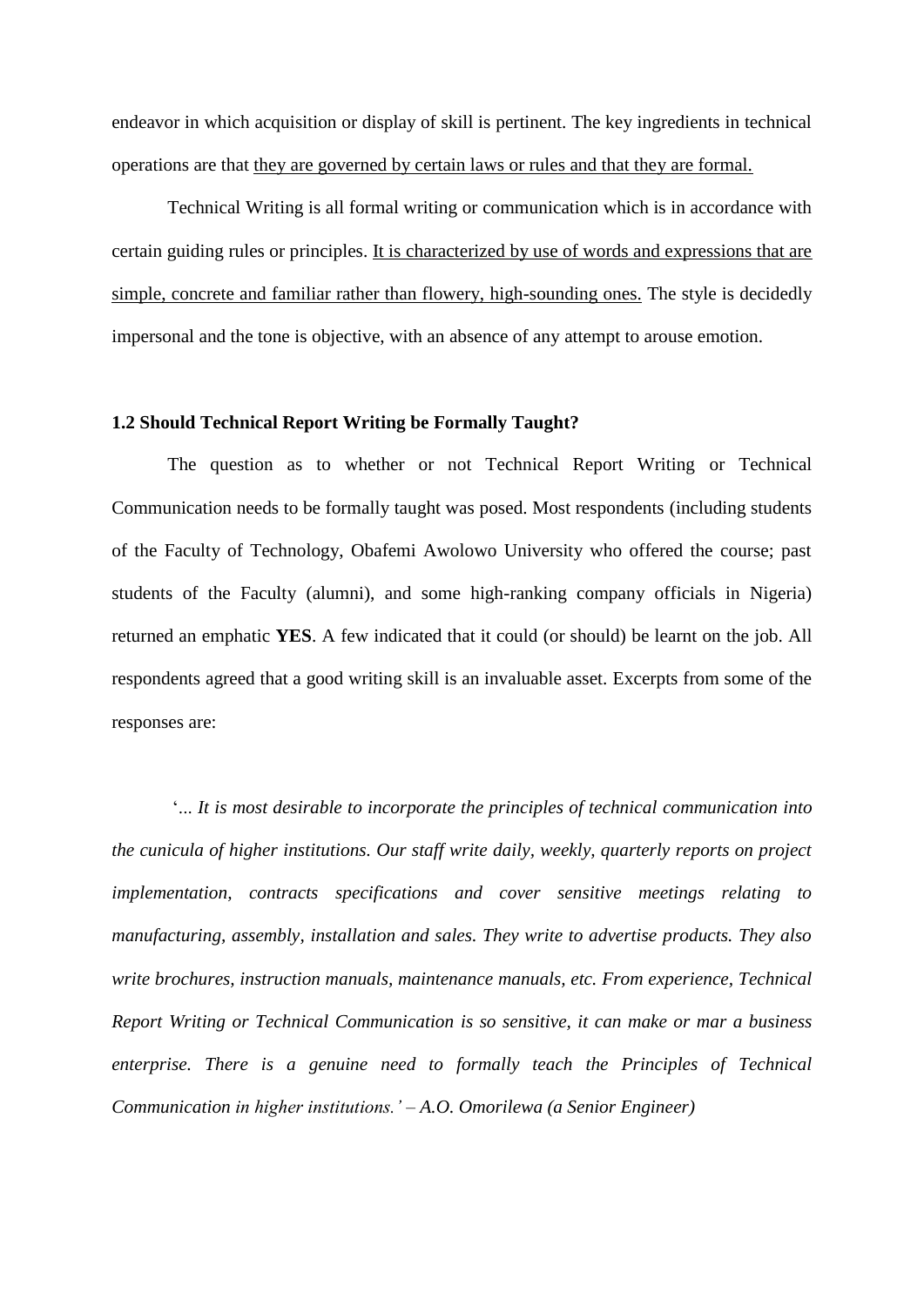endeavor in which acquisition or display of skill is pertinent. The key ingredients in technical operations are that <u>they are governed by certain laws or rules and that they are formal.</u>

Technical Writing is all formal writing or communication which is in accordance with certain guiding rules or principles. <u>It is characterized by use of words and expressions that are simple, concrete and familiar rather than flowery, high-sounding ones.</u> The style is decidedly impersonal and the tone is objective, with an absence of any attempt to arouse emotion.

### 1.2 Should Technical Report Writing be Formally Taught?

The question as to whether or not Technical Report Writing or Technical Communication needs to be formally taught was posed. Most respondents (including students of the Faculty of Technology, Obafemi Awolowo University who offered the course; past students of the Faculty (alumni), and some high-ranking company officials in Nigeria) returned an emphatic **YES**. A few indicated that it could (or should) be learnt on the job. All respondents agreed that a good writing skill is an invaluable asset. Excerpts from some of the responses are:

'*... It is most desirable to incorporate the principles of technical communication into the cunicula of higher institutions. Our staff write daily, weekly, quarterly reports on project implementation, contracts specifications and cover sensitive meetings relating to manufacturing, assembly, installation and sales. They write to advertise products. They also write brochures, instruction manuals, maintenance manuals, etc. From experience, Technical Report Writing or Technical Communication is so sensitive, it can make or mar a business enterprise. There is a genuine need to formally teach the Principles of Technical Communication in higher institutions.' – A.O. Omorilewa (a Senior Engineer)*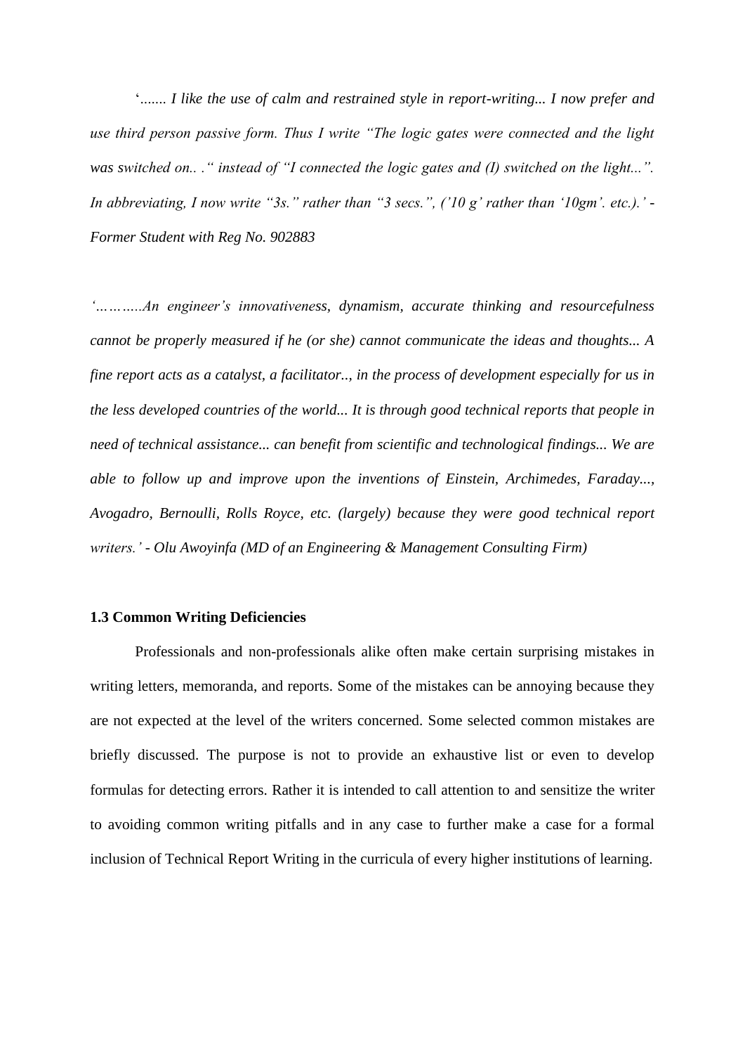'....... *I like the use of calm and restrained style in report-writing... I now prefer and use third person passive form. Thus I write "The logic gates were connected and the light was switched on.. ." instead of "I connected the logic gates and (I) switched on the light...". In abbreviating, I now write "3s." rather than "3 secs.", ('10 g' rather than '10gm'. etc.).' - Former Student with Reg No. 902883*

*'………..An engineer's innovativeness, dynamism, accurate thinking and resourcefulness cannot be properly measured if he (or she) cannot communicate the ideas and thoughts... A fine report acts as a catalyst, a facilitator.., in the process of development especially for us in the less developed countries of the world... It is through good technical reports that people in need of technical assistance... can benefit from scientific and technological findings... We are able to follow up and improve upon the inventions of Einstein, Archimedes, Faraday..., Avogadro, Bernoulli, Rolls Royce, etc. (largely) because they were good technical report writers.' - Olu Awoyinfa (MD of an Engineering & Management Consulting Firm)*

**1.3 Common Writing Deficiencies**

Professionals and non-professionals alike often make certain surprising mistakes in writing letters, memoranda, and reports. Some of the mistakes can be annoying because they are not expected at the level of the writers concerned. Some selected common mistakes are briefly discussed. The purpose is not to provide an exhaustive list or even to develop formulas for detecting errors. Rather it is intended to call attention to and sensitize the writer to avoiding common writing pitfalls and in any case to further make a case for a formal inclusion of Technical Report Writing in the curricula of every higher institutions of learning.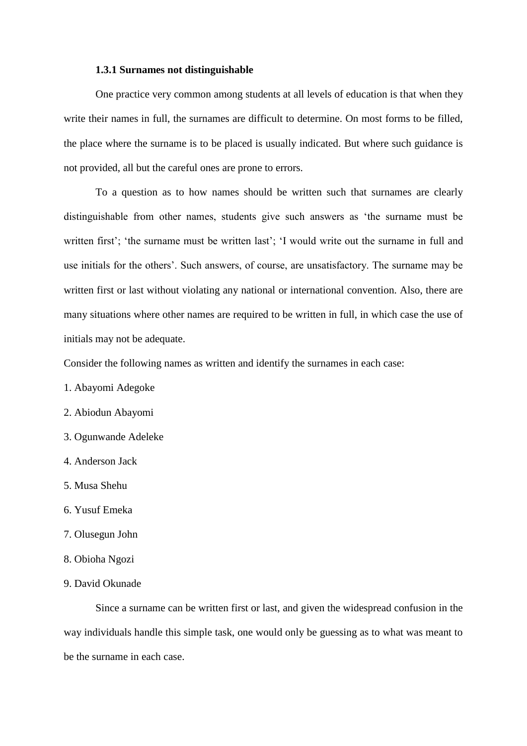### 1.3.1 Surnames not distinguishable

One practice very common among students at all levels of education is that when they write their names in full, the surnames are difficult to determine. On most forms to be filled, the place where the surname is to be placed is usually indicated. But where such guidance is not provided, all but the careful ones are prone to errors.

To a question as to how names should be written such that surnames are clearly distinguishable from other names, students give such answers as 'the surname must be written first'; 'the surname must be written last'; 'I would write out the surname in full and use initials for the others'. Such answers, of course, are unsatisfactory. The surname may be written first or last without violating any national or international convention. Also, there are many situations where other names are required to be written in full, in which case the use of initials may not be adequate.

Consider the following names as written and identify the surnames in each case:

1. Abayomi Adegoke
2. Abiodun Abayomi
3. Ogunwande Adeleke
4. Anderson Jack
5. Musa Shehu
6. Yusuf Emeka
7. Olusegun John
8. Obioha Ngozi
9. David Okunade

Since a surname can be written first or last, and given the widespread confusion in the way individuals handle this simple task, one would only be guessing as to what was meant to be the surname in each case.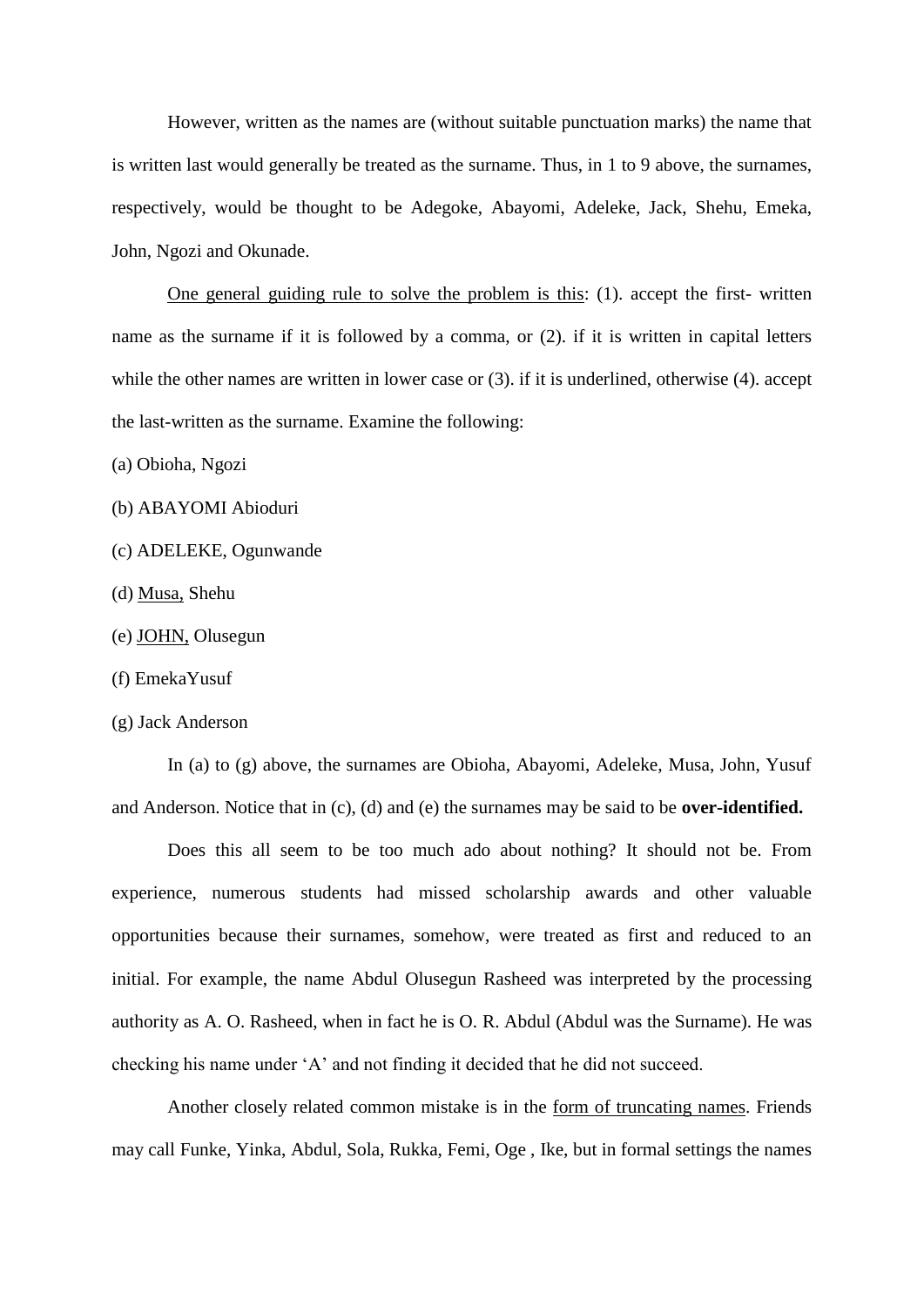However, written as the names are (without suitable punctuation marks) the name that is written last would generally be treated as the surname. Thus, in 1 to 9 above, the surnames, respectively, would be thought to be Adegoke, Abayomi, Adeleke, Jack, Shehu, Emeka, John, Ngozi and Okunade.

<u>One general guiding rule to solve the problem is this</u>: (1). accept the first- written name as the surname if it is followed by a comma, or (2). if it is written in capital letters while the other names are written in lower case or (3). if it is underlined, otherwise (4). accept the last-written as the surname. Examine the following:

(a) Obioha, Ngozi

(b) ABAYOMI Abioduri

(c) ADELEKE, Ogunwande

(d) <u>Musa,</u> Shehu

(e) <u>JOHN,</u> Olusegun

(f) EmekaYusuf

(g) Jack Anderson

In (a) to (g) above, the surnames are Obioha, Abayomi, Adeleke, Musa, John, Yusuf and Anderson. Notice that in (c), (d) and (e) the surnames may be said to be **over-identified.**

Does this all seem to be too much ado about nothing? It should not be. From experience, numerous students had missed scholarship awards and other valuable opportunities because their surnames, somehow, were treated as first and reduced to an initial. For example, the name Abdul Olusegun Rasheed was interpreted by the processing authority as A. O. Rasheed, when in fact he is O. R. Abdul (Abdul was the Surname). He was checking his name under 'A' and not finding it decided that he did not succeed.

Another closely related common mistake is in the <u>form of truncating names</u>. Friends may call Funke, Yinka, Abdul, Sola, Rukka, Femi, Oge , Ike, but in formal settings the names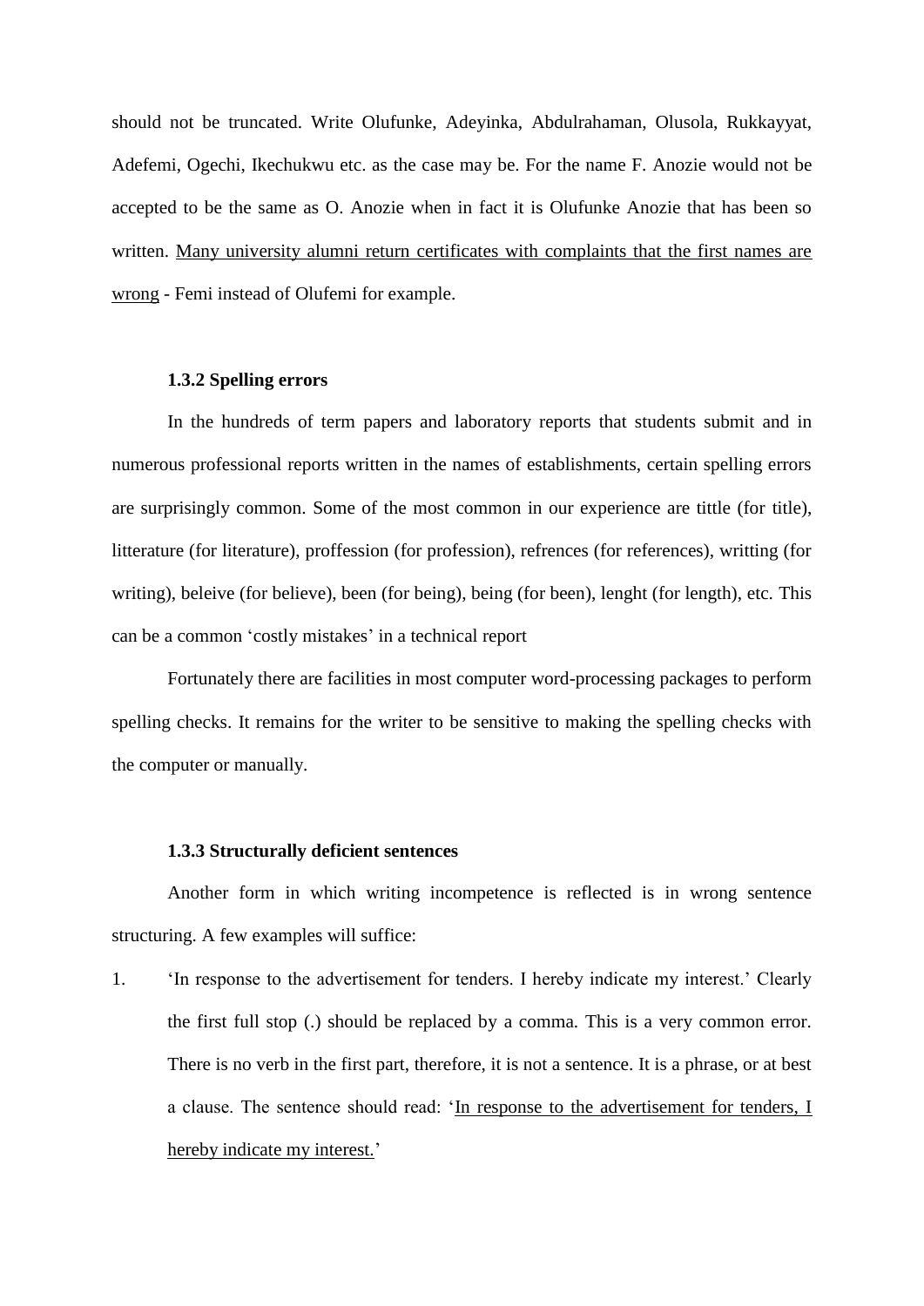should not be truncated. Write Olufunke, Adeyinka, Abdulrahaman, Olusola, Rukkayyat, Adefemi, Ogechi, Ikechukwu etc. as the case may be. For the name F. Anozie would not be accepted to be the same as O. Anozie when in fact it is Olufunke Anozie that has been so written. <u>Many university alumni return certificates with complaints that the first names are wrong</u> - Femi instead of Olufemi for example.

### 1.3.2 Spelling errors

In the hundreds of term papers and laboratory reports that students submit and in numerous professional reports written in the names of establishments, certain spelling errors are surprisingly common. Some of the most common in our experience are tittle (for title), litterature (for literature), proffession (for profession), refrences (for references), writting (for writing), beleive (for believe), been (for being), being (for been), lenght (for length), etc. This can be a common 'costly mistakes' in a technical report

Fortunately there are facilities in most computer word-processing packages to perform spelling checks. It remains for the writer to be sensitive to making the spelling checks with the computer or manually.

### 1.3.3 Structurally deficient sentences

Another form in which writing incompetence is reflected is in wrong sentence structuring. A few examples will suffice:

1. 'In response to the advertisement for tenders. I hereby indicate my interest.' Clearly the first full stop (.) should be replaced by a comma. This is a very common error. There is no verb in the first part, therefore, it is not a sentence. It is a phrase, or at best a clause. The sentence should read: '<u>In response to the advertisement for tenders, I hereby indicate my interest.</u>'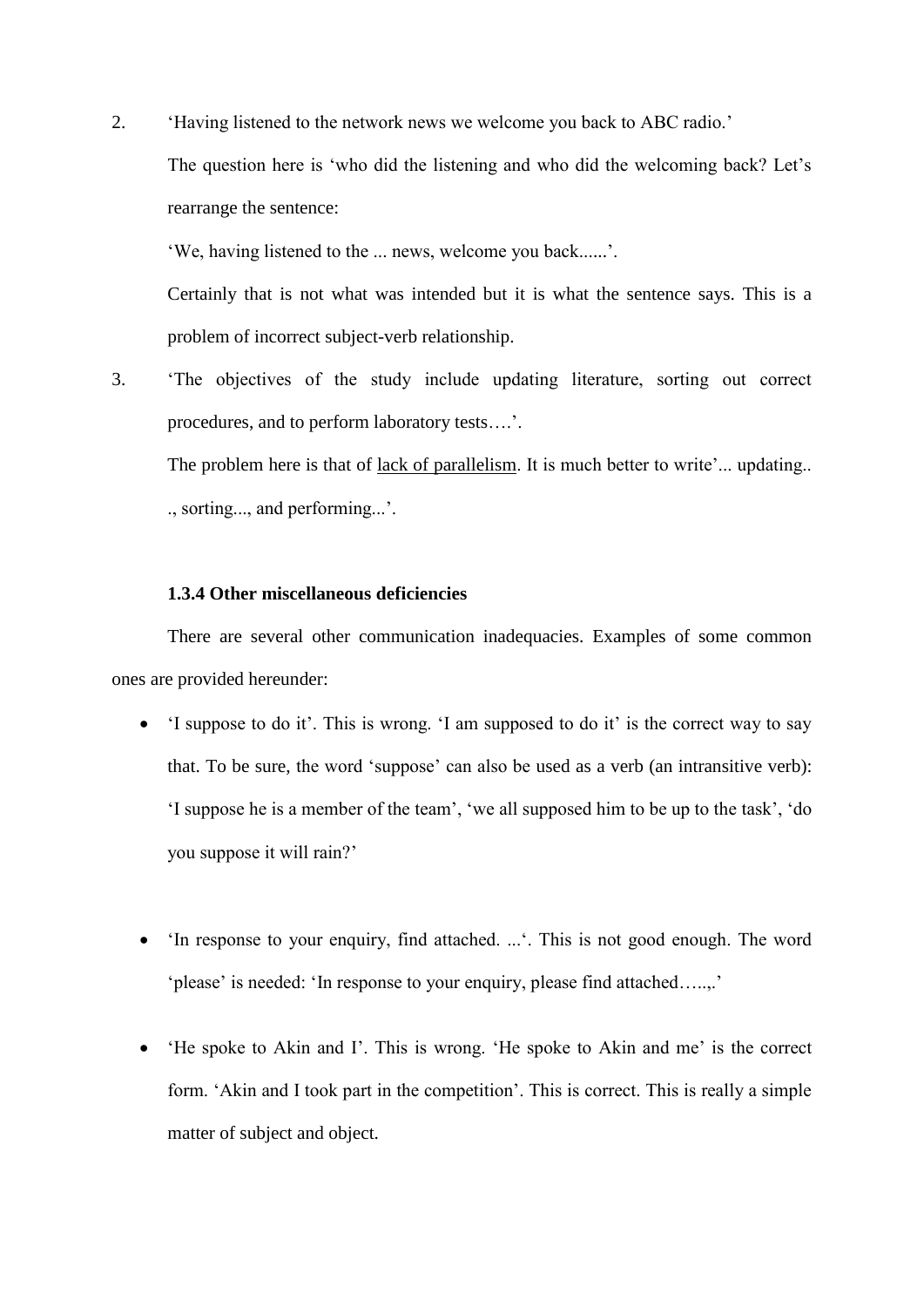2. 'Having listened to the network news we welcome you back to ABC radio.'

   The question here is 'who did the listening and who did the welcoming back? Let's rearrange the sentence:

   'We, having listened to the ... news, welcome you back......'.

   Certainly that is not what was intended but it is what the sentence says. This is a problem of incorrect subject-verb relationship.

3. 'The objectives of the study include updating literature, sorting out correct procedures, and to perform laboratory tests….'.

   The problem here is that of <u>lack of parallelism</u>. It is much better to write'... updating.. ., sorting..., and performing...'.

#### 1.3.4 Other miscellaneous deficiencies

There are several other communication inadequacies. Examples of some common ones are provided hereunder:

- 'I suppose to do it'. This is wrong. 'I am supposed to do it' is the correct way to say that. To be sure, the word 'suppose' can also be used as a verb (an intransitive verb): 'I suppose he is a member of the team', 'we all supposed him to be up to the task', 'do you suppose it will rain?'

- 'In response to your enquiry, find attached. ...'. This is not good enough. The word 'please' is needed: 'In response to your enquiry, please find attached…..,.'

- 'He spoke to Akin and I'. This is wrong. 'He spoke to Akin and me' is the correct form. 'Akin and I took part in the competition'. This is correct. This is really a simple matter of subject and object.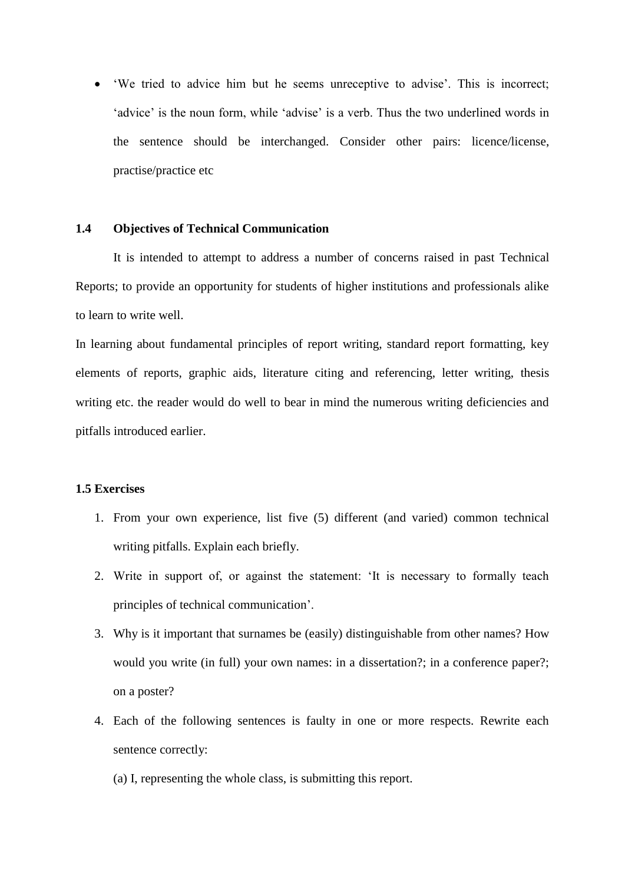- 'We tried to advice him but he seems unreceptive to advise'. This is incorrect; 'advice' is the noun form, while 'advise' is a verb. Thus the two underlined words in the sentence should be interchanged. Consider other pairs: licence/license, practise/practice etc

### 1.4 Objectives of Technical Communication

It is intended to attempt to address a number of concerns raised in past Technical Reports; to provide an opportunity for students of higher institutions and professionals alike to learn to write well.

In learning about fundamental principles of report writing, standard report formatting, key elements of reports, graphic aids, literature citing and referencing, letter writing, thesis writing etc. the reader would do well to bear in mind the numerous writing deficiencies and pitfalls introduced earlier.

### 1.5 Exercises

1. From your own experience, list five (5) different (and varied) common technical writing pitfalls. Explain each briefly.
2. Write in support of, or against the statement: 'It is necessary to formally teach principles of technical communication'.
3. Why is it important that surnames be (easily) distinguishable from other names? How would you write (in full) your own names: in a dissertation?; in a conference paper?; on a poster?
4. Each of the following sentences is faulty in one or more respects. Rewrite each sentence correctly:

   (a) I, representing the whole class, is submitting this report.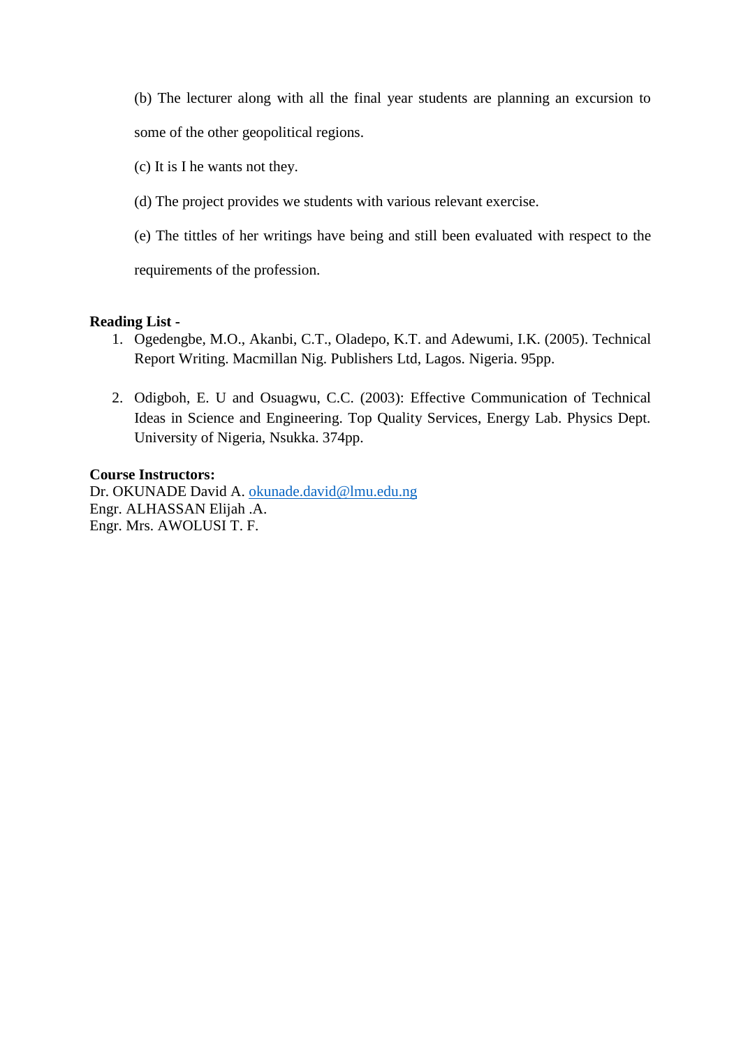(b) The lecturer along with all the final year students are planning an excursion to some of the other geopolitical regions.

(c) It is I he wants not they.

(d) The project provides we students with various relevant exercise.

(e) The tittles of her writings have being and still been evaluated with respect to the requirements of the profession.

**Reading List -**

1. Ogedengbe, M.O., Akanbi, C.T., Oladepo, K.T. and Adewumi, I.K. (2005). Technical Report Writing. Macmillan Nig. Publishers Ltd, Lagos. Nigeria. 95pp.

2. Odigboh, E. U and Osuagwu, C.C. (2003): Effective Communication of Technical Ideas in Science and Engineering. Top Quality Services, Energy Lab. Physics Dept. University of Nigeria, Nsukka. 374pp.

**Course Instructors:**

Dr. OKUNADE David A. okunade.david@lmu.edu.ng
Engr. ALHASSAN Elijah .A.
Engr. Mrs. AWOLUSI T. F.